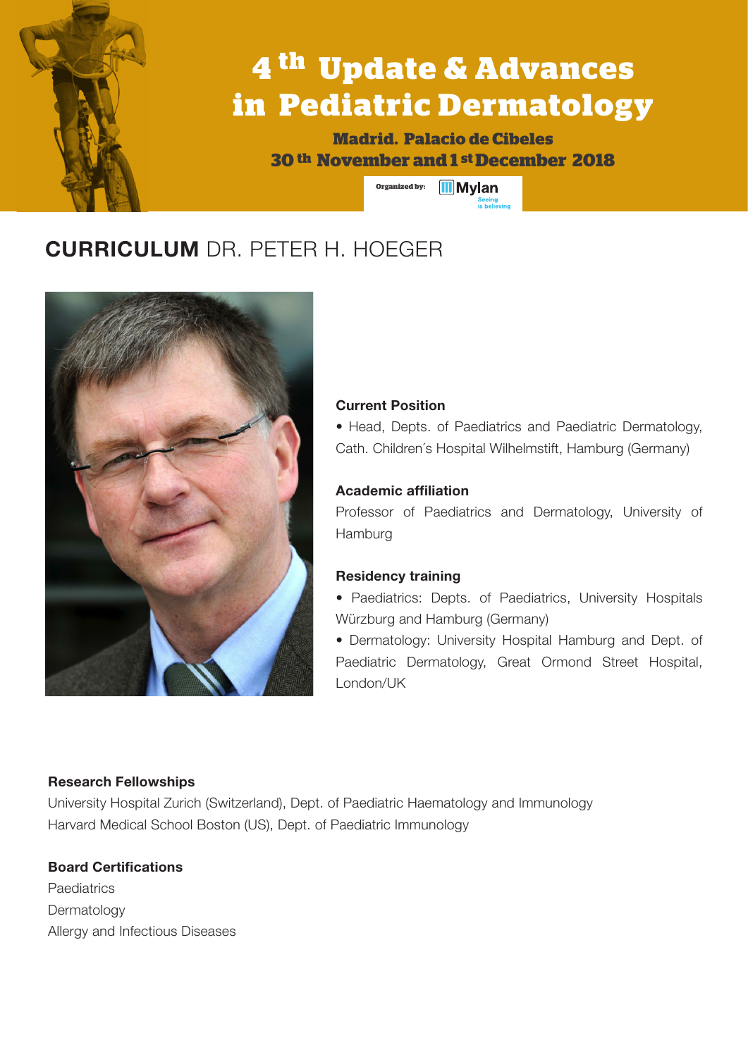# 4th Update & Advances in Pediatric Dermatology

**Madrid. Palacio de Cibeles**

**30th November and 1st December 2018**

Organized by: Mylan — Seeing is believing

## CURRICULUM DR. PETER H. HOEGER

**Current Position**

- Head, Depts. of Paediatrics and Paediatric Dermatology, Cath. Children´s Hospital Wilhelmstift, Hamburg (Germany)

**Academic affiliation**

Professor of Paediatrics and Dermatology, University of Hamburg

**Residency training**

- Paediatrics: Depts. of Paediatrics, University Hospitals Würzburg and Hamburg (Germany)
- Dermatology: University Hospital Hamburg and Dept. of Paediatric Dermatology, Great Ormond Street Hospital, London/UK

**Research Fellowships**

University Hospital Zurich (Switzerland), Dept. of Paediatric Haematology and Immunology

Harvard Medical School Boston (US), Dept. of Paediatric Immunology

**Board Certifications**

Paediatrics

Dermatology

Allergy and Infectious Diseases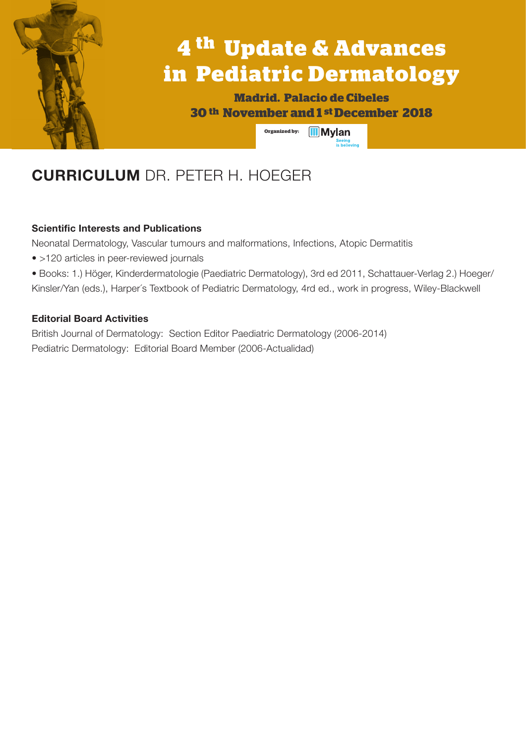# 4th Update & Advances in Pediatric Dermatology

**Madrid. Palacio de Cibeles**
**30th November and 1st December 2018**

Organized by: Mylan Seeing is believing

## **CURRICULUM** DR. PETER H. HOEGER

### Scientific Interests and Publications

Neonatal Dermatology, Vascular tumours and malformations, Infections, Atopic Dermatitis

- >120 articles in peer-reviewed journals
- Books: 1.) Höger, Kinderdermatologie (Paediatric Dermatology), 3rd ed 2011, Schattauer-Verlag 2.) Hoeger/ Kinsler/Yan (eds.), Harper´s Textbook of Pediatric Dermatology, 4rd ed., work in progress, Wiley-Blackwell

### Editorial Board Activities

British Journal of Dermatology: Section Editor Paediatric Dermatology (2006-2014)
Pediatric Dermatology: Editorial Board Member (2006-Actualidad)